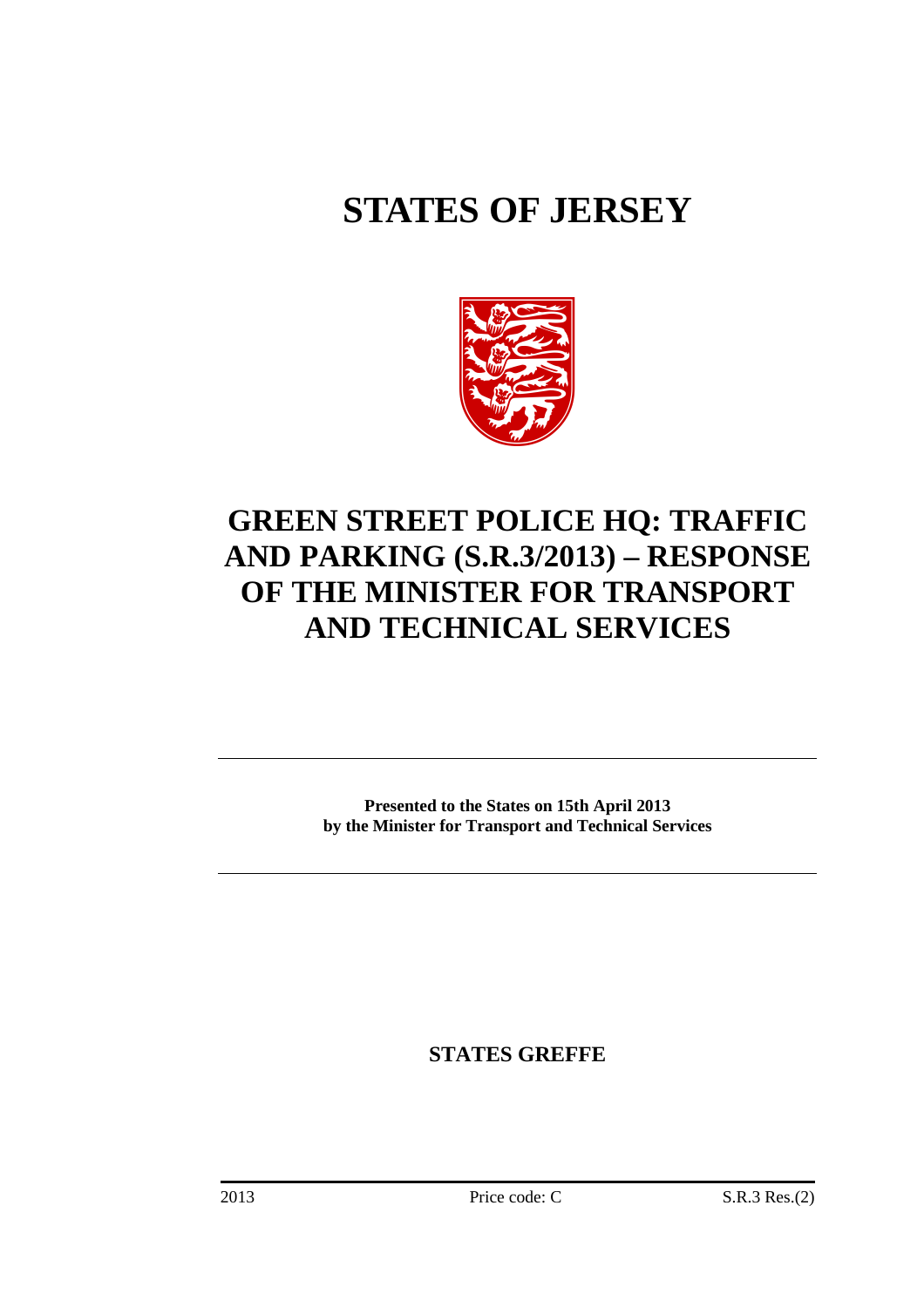# STATES OF JERSEY

# GREEN STREET POLICE HQ: TRAFFIC AND PARKING (S.R.3/2013) – RESPONSE OF THE MINISTER FOR TRANSPORT AND TECHNICAL SERVICES

---

**Presented to the States on 15th April 2013 by the Minister for Transport and Technical Services**

---

**STATES GREFFE**

2013 Price code: C S.R.3 Res.(2)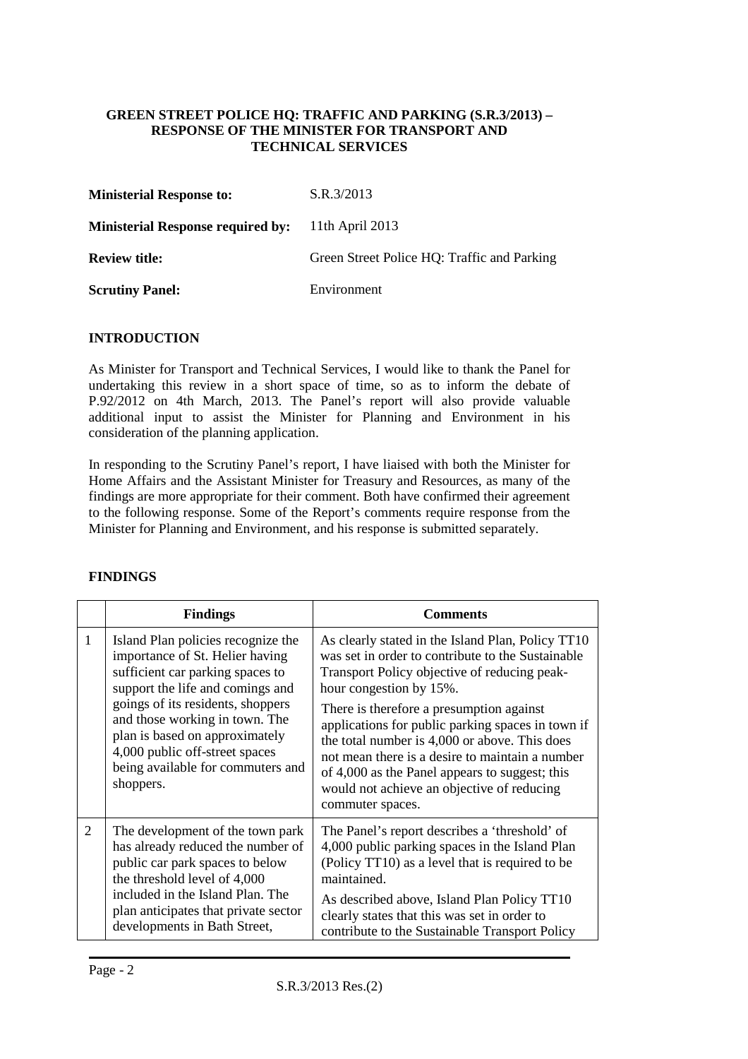**GREEN STREET POLICE HQ: TRAFFIC AND PARKING (S.R.3/2013) – RESPONSE OF THE MINISTER FOR TRANSPORT AND TECHNICAL SERVICES**

| | |
|---|---|
| **Ministerial Response to:** | S.R.3/2013 |
| **Ministerial Response required by:** | 11th April 2013 |
| **Review title:** | Green Street Police HQ: Traffic and Parking |
| **Scrutiny Panel:** | Environment |

## INTRODUCTION

As Minister for Transport and Technical Services, I would like to thank the Panel for undertaking this review in a short space of time, so as to inform the debate of P.92/2012 on 4th March, 2013. The Panel's report will also provide valuable additional input to assist the Minister for Planning and Environment in his consideration of the planning application.

In responding to the Scrutiny Panel's report, I have liaised with both the Minister for Home Affairs and the Assistant Minister for Treasury and Resources, as many of the findings are more appropriate for their comment. Both have confirmed their agreement to the following response. Some of the Report's comments require response from the Minister for Planning and Environment, and his response is submitted separately.

## FINDINGS

| | Findings | Comments |
|---|---|---|
| 1 | Island Plan policies recognize the importance of St. Helier having sufficient car parking spaces to support the life and comings and goings of its residents, shoppers and those working in town. The plan is based on approximately 4,000 public off-street spaces being available for commuters and shoppers. | As clearly stated in the Island Plan, Policy TT10 was set in order to contribute to the Sustainable Transport Policy objective of reducing peak-hour congestion by 15%.<br><br>There is therefore a presumption against applications for public parking spaces in town if the total number is 4,000 or above. This does not mean there is a desire to maintain a number of 4,000 as the Panel appears to suggest; this would not achieve an objective of reducing commuter spaces. |
| 2 | The development of the town park has already reduced the number of public car park spaces to below the threshold level of 4,000 included in the Island Plan. The plan anticipates that private sector developments in Bath Street, | The Panel's report describes a 'threshold' of 4,000 public parking spaces in the Island Plan (Policy TT10) as a level that is required to be maintained.<br><br>As described above, Island Plan Policy TT10 clearly states that this was set in order to contribute to the Sustainable Transport Policy |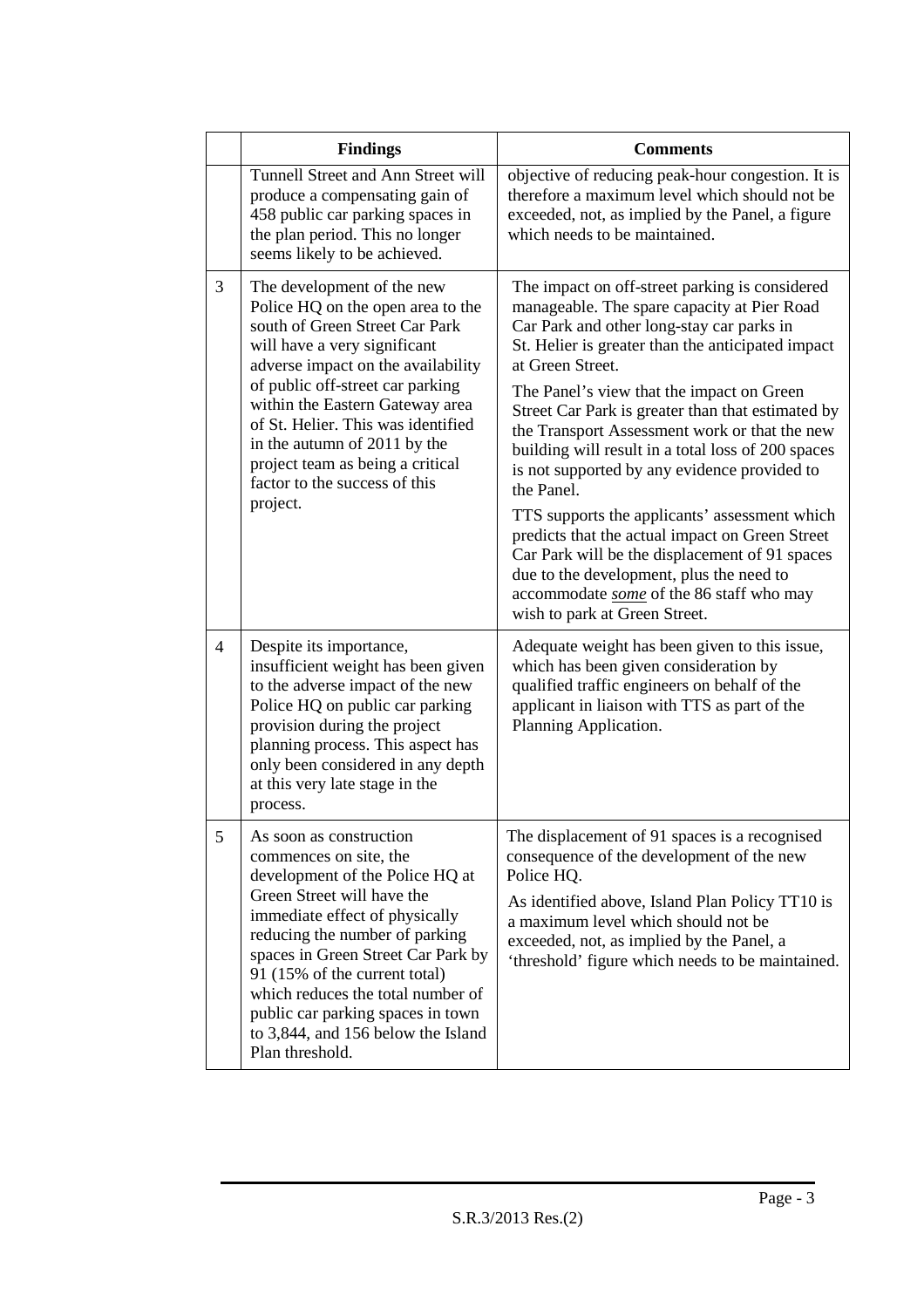| | Findings | Comments |
|---|---|---|
| | Tunnell Street and Ann Street will produce a compensating gain of 458 public car parking spaces in the plan period. This no longer seems likely to be achieved. | objective of reducing peak-hour congestion. It is therefore a maximum level which should not be exceeded, not, as implied by the Panel, a figure which needs to be maintained. |
| 3 | The development of the new Police HQ on the open area to the south of Green Street Car Park will have a very significant adverse impact on the availability of public off-street car parking within the Eastern Gateway area of St. Helier. This was identified in the autumn of 2011 by the project team as being a critical factor to the success of this project. | The impact on off-street parking is considered manageable. The spare capacity at Pier Road Car Park and other long-stay car parks in St. Helier is greater than the anticipated impact at Green Street.<br><br>The Panel's view that the impact on Green Street Car Park is greater than that estimated by the Transport Assessment work or that the new building will result in a total loss of 200 spaces is not supported by any evidence provided to the Panel.<br><br>TTS supports the applicants' assessment which predicts that the actual impact on Green Street Car Park will be the displacement of 91 spaces due to the development, plus the need to accommodate ***some*** of the 86 staff who may wish to park at Green Street. |
| 4 | Despite its importance, insufficient weight has been given to the adverse impact of the new Police HQ on public car parking provision during the project planning process. This aspect has only been considered in any depth at this very late stage in the process. | Adequate weight has been given to this issue, which has been given consideration by qualified traffic engineers on behalf of the applicant in liaison with TTS as part of the Planning Application. |
| 5 | As soon as construction commences on site, the development of the Police HQ at Green Street will have the immediate effect of physically reducing the number of parking spaces in Green Street Car Park by 91 (15% of the current total) which reduces the total number of public car parking spaces in town to 3,844, and 156 below the Island Plan threshold. | The displacement of 91 spaces is a recognised consequence of the development of the new Police HQ.<br><br>As identified above, Island Plan Policy TT10 is a maximum level which should not be exceeded, not, as implied by the Panel, a 'threshold' figure which needs to be maintained. |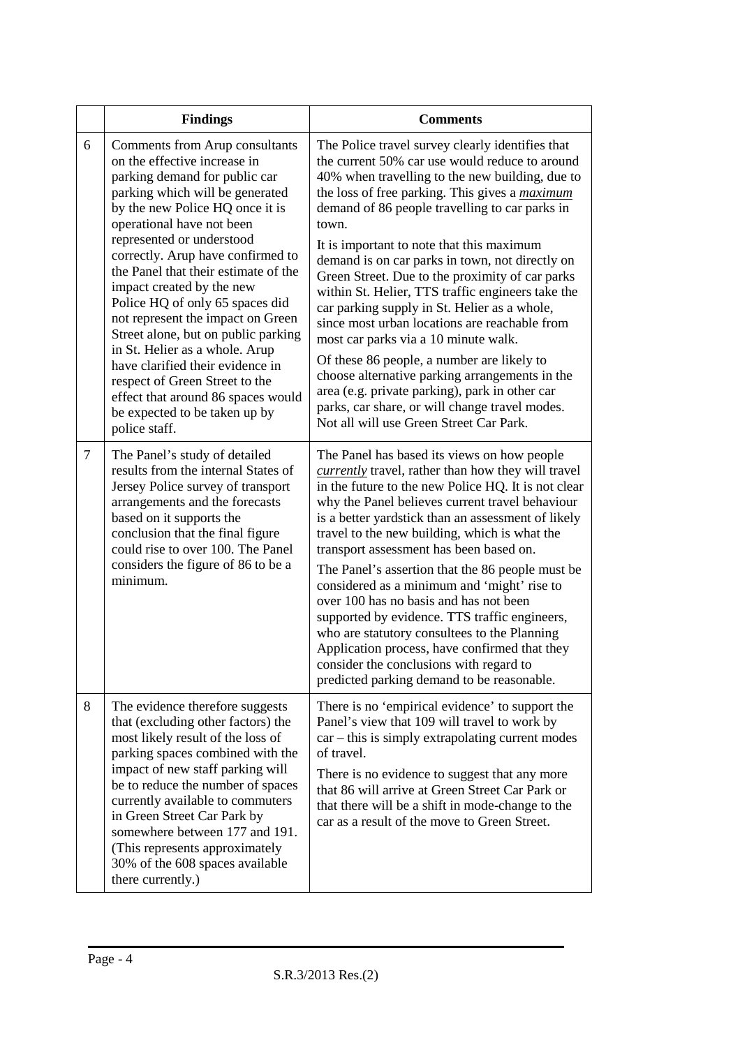| | Findings | Comments |
|---|---|---|
| 6 | Comments from Arup consultants on the effective increase in parking demand for public car parking which will be generated by the new Police HQ once it is operational have not been represented or understood correctly. Arup have confirmed to the Panel that their estimate of the impact created by the new Police HQ of only 65 spaces did not represent the impact on Green Street alone, but on public parking in St. Helier as a whole. Arup have clarified their evidence in respect of Green Street to the effect that around 86 spaces would be expected to be taken up by police staff. | The Police travel survey clearly identifies that the current 50% car use would reduce to around 40% when travelling to the new building, due to the loss of free parking. This gives a ***maximum*** demand of 86 people travelling to car parks in town.<br><br>It is important to note that this maximum demand is on car parks in town, not directly on Green Street. Due to the proximity of car parks within St. Helier, TTS traffic engineers take the car parking supply in St. Helier as a whole, since most urban locations are reachable from most car parks via a 10 minute walk.<br><br>Of these 86 people, a number are likely to choose alternative parking arrangements in the area (e.g. private parking), park in other car parks, car share, or will change travel modes. Not all will use Green Street Car Park. |
| 7 | The Panel's study of detailed results from the internal States of Jersey Police survey of transport arrangements and the forecasts based on it supports the conclusion that the final figure could rise to over 100. The Panel considers the figure of 86 to be a minimum. | The Panel has based its views on how people ***currently*** travel, rather than how they will travel in the future to the new Police HQ. It is not clear why the Panel believes current travel behaviour is a better yardstick than an assessment of likely travel to the new building, which is what the transport assessment has been based on.<br><br>The Panel's assertion that the 86 people must be considered as a minimum and 'might' rise to over 100 has no basis and has not been supported by evidence. TTS traffic engineers, who are statutory consultees to the Planning Application process, have confirmed that they consider the conclusions with regard to predicted parking demand to be reasonable. |
| 8 | The evidence therefore suggests that (excluding other factors) the most likely result of the loss of parking spaces combined with the impact of new staff parking will be to reduce the number of spaces currently available to commuters in Green Street Car Park by somewhere between 177 and 191. (This represents approximately 30% of the 608 spaces available there currently.) | There is no 'empirical evidence' to support the Panel's view that 109 will travel to work by car – this is simply extrapolating current modes of travel.<br><br>There is no evidence to suggest that any more that 86 will arrive at Green Street Car Park or that there will be a shift in mode-change to the car as a result of the move to Green Street. |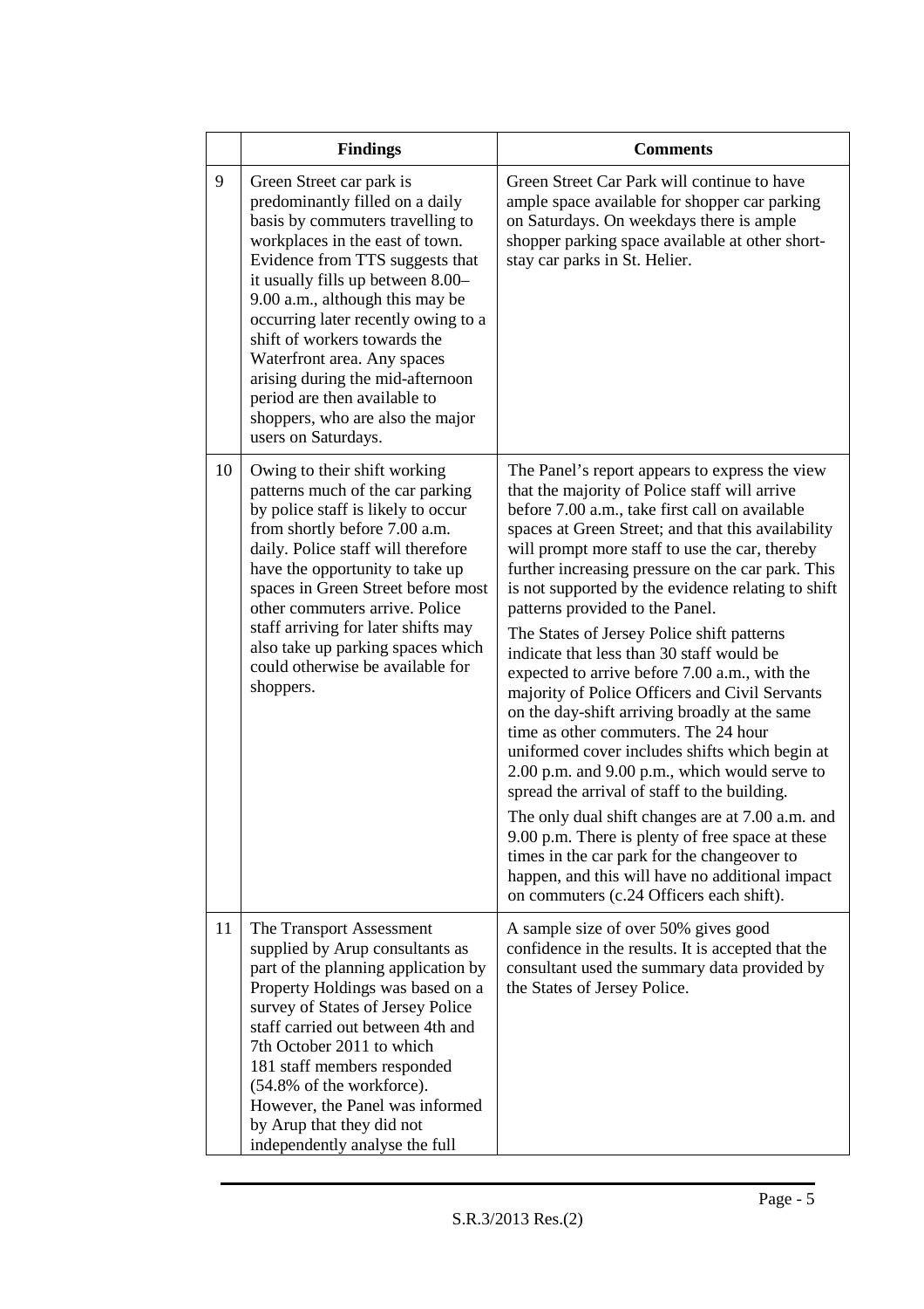| | Findings | Comments |
|---|---|---|
| 9 | Green Street car park is predominantly filled on a daily basis by commuters travelling to workplaces in the east of town. Evidence from TTS suggests that it usually fills up between 8.00–9.00 a.m., although this may be occurring later recently owing to a shift of workers towards the Waterfront area. Any spaces arising during the mid-afternoon period are then available to shoppers, who are also the major users on Saturdays. | Green Street Car Park will continue to have ample space available for shopper car parking on Saturdays. On weekdays there is ample shopper parking space available at other short-stay car parks in St. Helier. |
| 10 | Owing to their shift working patterns much of the car parking by police staff is likely to occur from shortly before 7.00 a.m. daily. Police staff will therefore have the opportunity to take up spaces in Green Street before most other commuters arrive. Police staff arriving for later shifts may also take up parking spaces which could otherwise be available for shoppers. | The Panel's report appears to express the view that the majority of Police staff will arrive before 7.00 a.m., take first call on available spaces at Green Street; and that this availability will prompt more staff to use the car, thereby further increasing pressure on the car park. This is not supported by the evidence relating to shift patterns provided to the Panel.<br><br>The States of Jersey Police shift patterns indicate that less than 30 staff would be expected to arrive before 7.00 a.m., with the majority of Police Officers and Civil Servants on the day-shift arriving broadly at the same time as other commuters. The 24 hour uniformed cover includes shifts which begin at 2.00 p.m. and 9.00 p.m., which would serve to spread the arrival of staff to the building.<br><br>The only dual shift changes are at 7.00 a.m. and 9.00 p.m. There is plenty of free space at these times in the car park for the changeover to happen, and this will have no additional impact on commuters (c.24 Officers each shift). |
| 11 | The Transport Assessment supplied by Arup consultants as part of the planning application by Property Holdings was based on a survey of States of Jersey Police staff carried out between 4th and 7th October 2011 to which 181 staff members responded (54.8% of the workforce). However, the Panel was informed by Arup that they did not independently analyse the full | A sample size of over 50% gives good confidence in the results. It is accepted that the consultant used the summary data provided by the States of Jersey Police. |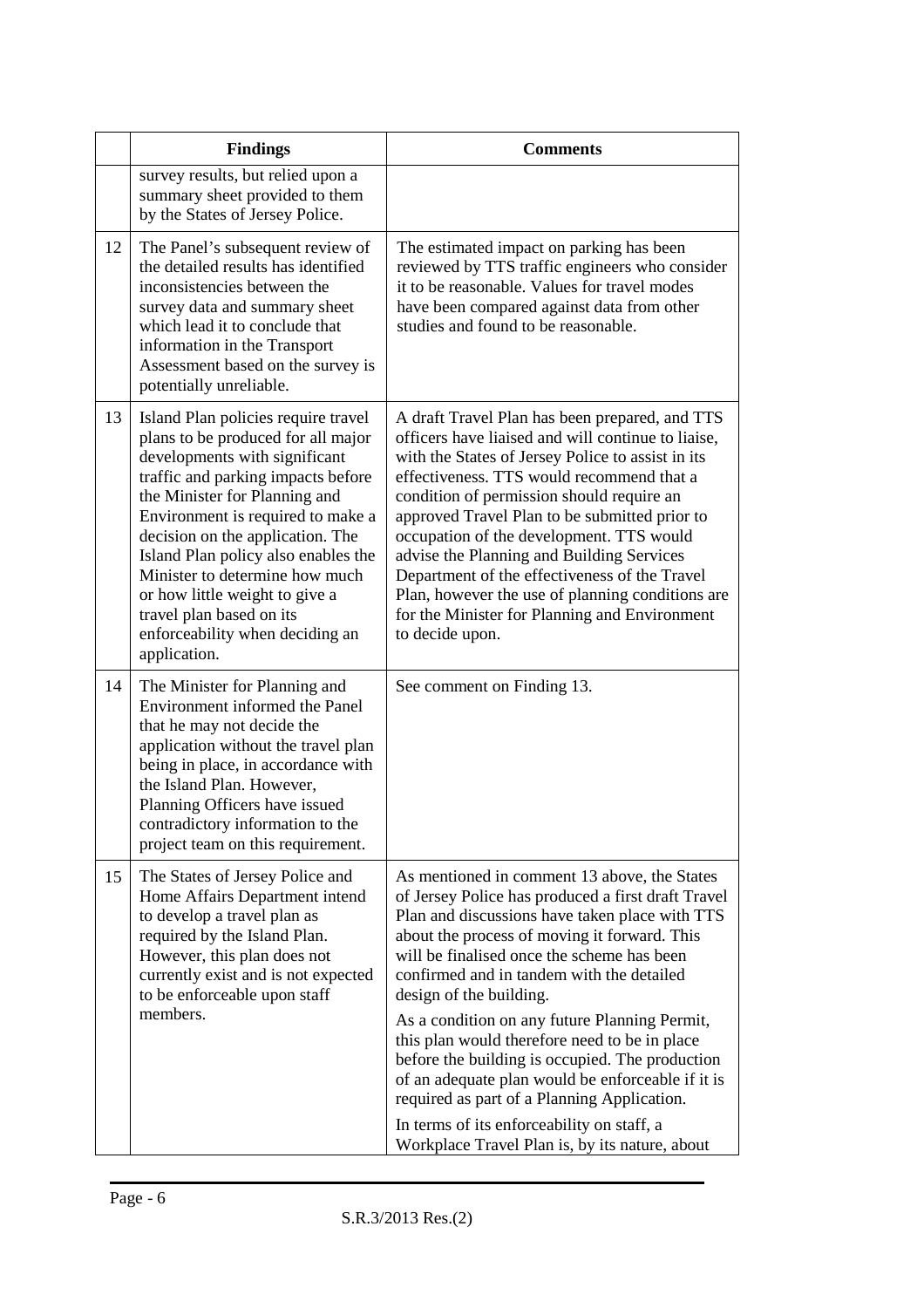|  | Findings | Comments |
|---|---|---|
|  | survey results, but relied upon a summary sheet provided to them by the States of Jersey Police. |  |
| 12 | The Panel's subsequent review of the detailed results has identified inconsistencies between the survey data and summary sheet which lead it to conclude that information in the Transport Assessment based on the survey is potentially unreliable. | The estimated impact on parking has been reviewed by TTS traffic engineers who consider it to be reasonable. Values for travel modes have been compared against data from other studies and found to be reasonable. |
| 13 | Island Plan policies require travel plans to be produced for all major developments with significant traffic and parking impacts before the Minister for Planning and Environment is required to make a decision on the application. The Island Plan policy also enables the Minister to determine how much or how little weight to give a travel plan based on its enforceability when deciding an application. | A draft Travel Plan has been prepared, and TTS officers have liaised and will continue to liaise, with the States of Jersey Police to assist in its effectiveness. TTS would recommend that a condition of permission should require an approved Travel Plan to be submitted prior to occupation of the development. TTS would advise the Planning and Building Services Department of the effectiveness of the Travel Plan, however the use of planning conditions are for the Minister for Planning and Environment to decide upon. |
| 14 | The Minister for Planning and Environment informed the Panel that he may not decide the application without the travel plan being in place, in accordance with the Island Plan. However, Planning Officers have issued contradictory information to the project team on this requirement. | See comment on Finding 13. |
| 15 | The States of Jersey Police and Home Affairs Department intend to develop a travel plan as required by the Island Plan. However, this plan does not currently exist and is not expected to be enforceable upon staff members. | As mentioned in comment 13 above, the States of Jersey Police has produced a first draft Travel Plan and discussions have taken place with TTS about the process of moving it forward. This will be finalised once the scheme has been confirmed and in tandem with the detailed design of the building.<br><br>As a condition on any future Planning Permit, this plan would therefore need to be in place before the building is occupied. The production of an adequate plan would be enforceable if it is required as part of a Planning Application.<br><br>In terms of its enforceability on staff, a Workplace Travel Plan is, by its nature, about |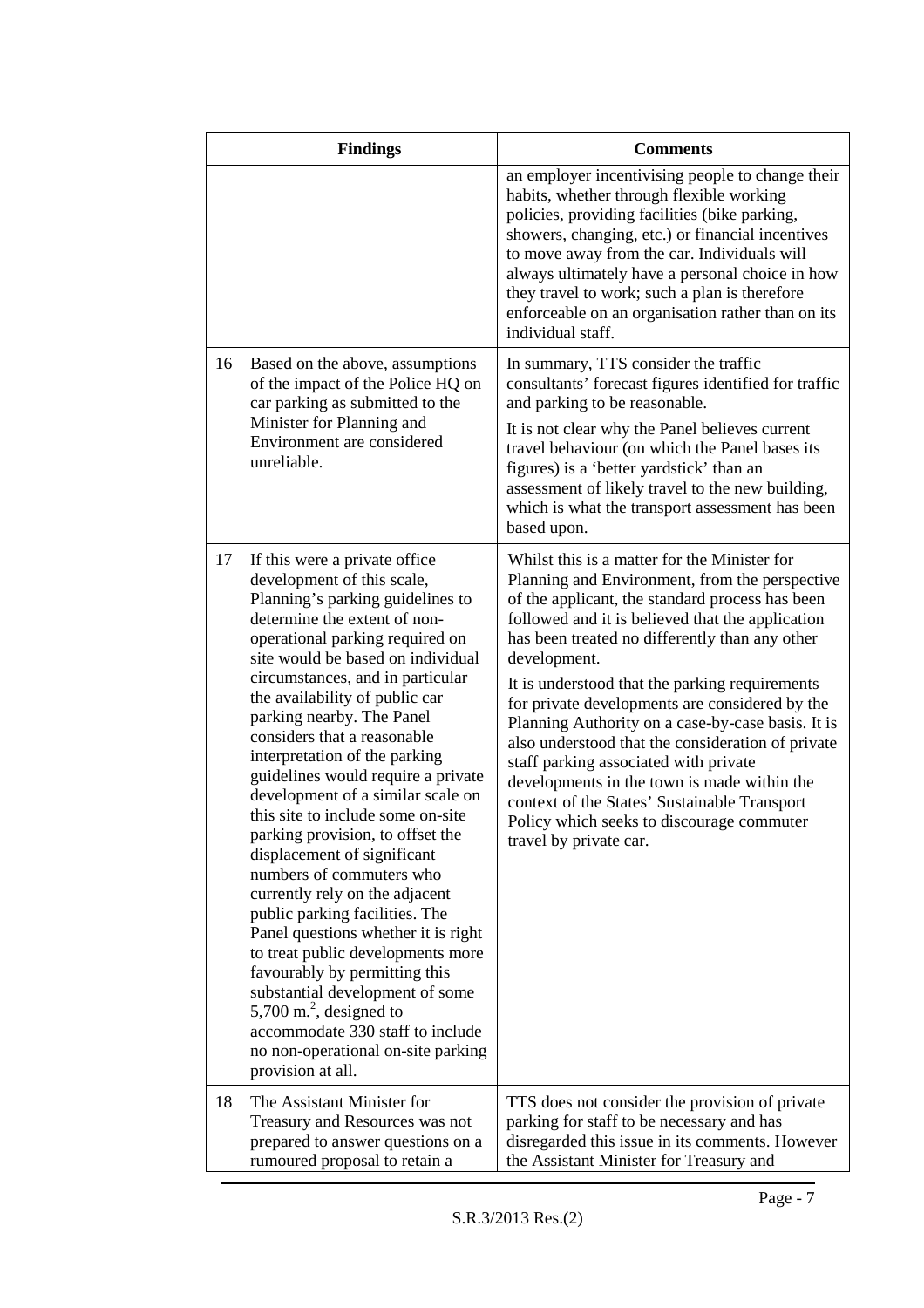|  | Findings | Comments |
| --- | --- | --- |
|  |  | an employer incentivising people to change their habits, whether through flexible working policies, providing facilities (bike parking, showers, changing, etc.) or financial incentives to move away from the car. Individuals will always ultimately have a personal choice in how they travel to work; such a plan is therefore enforceable on an organisation rather than on its individual staff. |
| 16 | Based on the above, assumptions of the impact of the Police HQ on car parking as submitted to the Minister for Planning and Environment are considered unreliable. | In summary, TTS consider the traffic consultants' forecast figures identified for traffic and parking to be reasonable.<br><br>It is not clear why the Panel believes current travel behaviour (on which the Panel bases its figures) is a 'better yardstick' than an assessment of likely travel to the new building, which is what the transport assessment has been based upon. |
| 17 | If this were a private office development of this scale, Planning's parking guidelines to determine the extent of non-operational parking required on site would be based on individual circumstances, and in particular the availability of public car parking nearby. The Panel considers that a reasonable interpretation of the parking guidelines would require a private development of a similar scale on this site to include some on-site parking provision, to offset the displacement of significant numbers of commuters who currently rely on the adjacent public parking facilities. The Panel questions whether it is right to treat public developments more favourably by permitting this substantial development of some 5,700 $m.^2$, designed to accommodate 330 staff to include no non-operational on-site parking provision at all. | Whilst this is a matter for the Minister for Planning and Environment, from the perspective of the applicant, the standard process has been followed and it is believed that the application has been treated no differently than any other development.<br><br>It is understood that the parking requirements for private developments are considered by the Planning Authority on a case-by-case basis. It is also understood that the consideration of private staff parking associated with private developments in the town is made within the context of the States' Sustainable Transport Policy which seeks to discourage commuter travel by private car. |
| 18 | The Assistant Minister for Treasury and Resources was not prepared to answer questions on a rumoured proposal to retain a | TTS does not consider the provision of private parking for staff to be necessary and has disregarded this issue in its comments. However the Assistant Minister for Treasury and |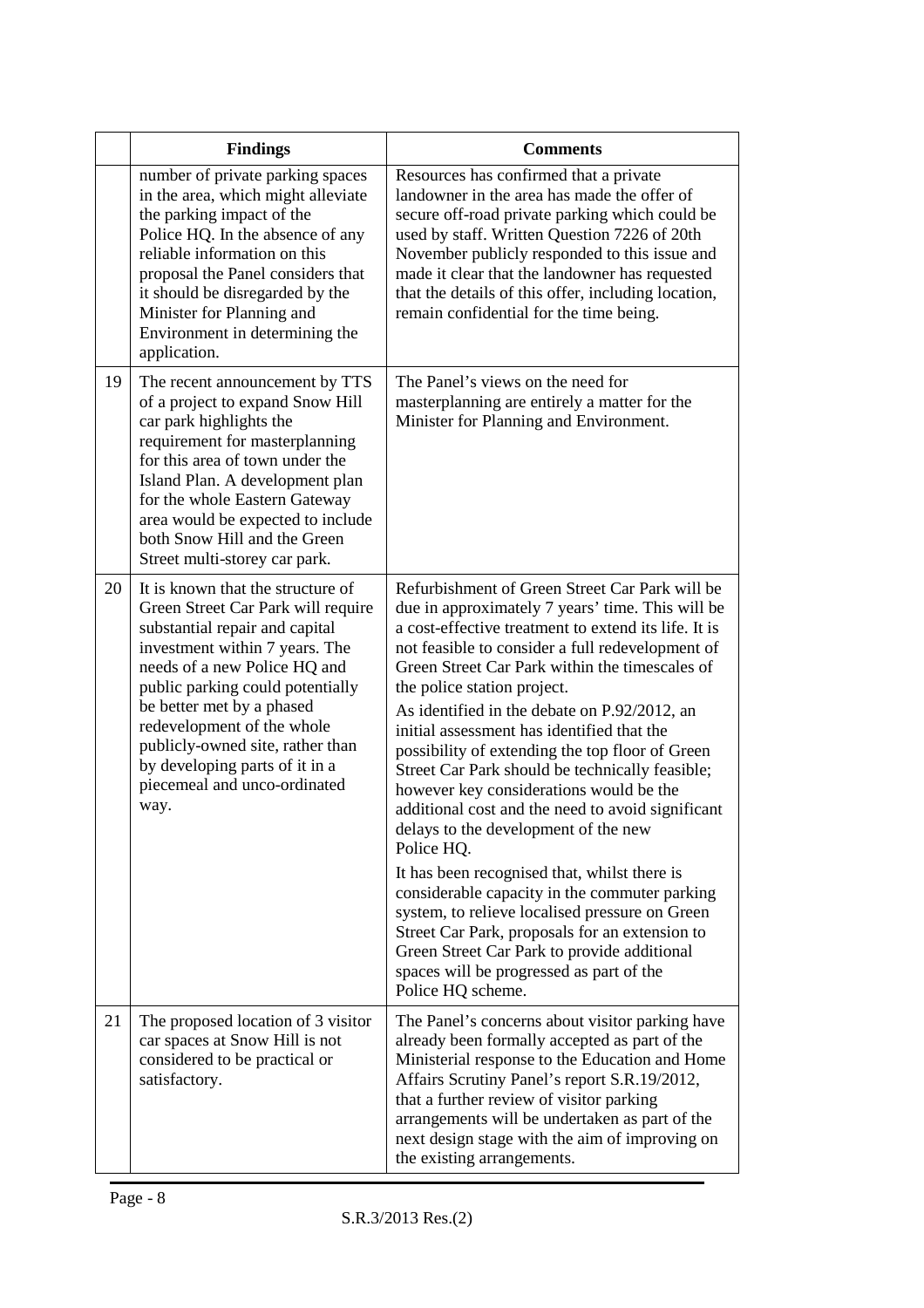| | Findings | Comments |
|---|---|---|
| | number of private parking spaces in the area, which might alleviate the parking impact of the Police HQ. In the absence of any reliable information on this proposal the Panel considers that it should be disregarded by the Minister for Planning and Environment in determining the application. | Resources has confirmed that a private landowner in the area has made the offer of secure off-road private parking which could be used by staff. Written Question 7226 of 20th November publicly responded to this issue and made it clear that the landowner has requested that the details of this offer, including location, remain confidential for the time being. |
| 19 | The recent announcement by TTS of a project to expand Snow Hill car park highlights the requirement for masterplanning for this area of town under the Island Plan. A development plan for the whole Eastern Gateway area would be expected to include both Snow Hill and the Green Street multi-storey car park. | The Panel's views on the need for masterplanning are entirely a matter for the Minister for Planning and Environment. |
| 20 | It is known that the structure of Green Street Car Park will require substantial repair and capital investment within 7 years. The needs of a new Police HQ and public parking could potentially be better met by a phased redevelopment of the whole publicly-owned site, rather than by developing parts of it in a piecemeal and unco-ordinated way. | Refurbishment of Green Street Car Park will be due in approximately 7 years' time. This will be a cost-effective treatment to extend its life. It is not feasible to consider a full redevelopment of Green Street Car Park within the timescales of the police station project.<br><br>As identified in the debate on P.92/2012, an initial assessment has identified that the possibility of extending the top floor of Green Street Car Park should be technically feasible; however key considerations would be the additional cost and the need to avoid significant delays to the development of the new Police HQ.<br><br>It has been recognised that, whilst there is considerable capacity in the commuter parking system, to relieve localised pressure on Green Street Car Park, proposals for an extension to Green Street Car Park to provide additional spaces will be progressed as part of the Police HQ scheme. |
| 21 | The proposed location of 3 visitor car spaces at Snow Hill is not considered to be practical or satisfactory. | The Panel's concerns about visitor parking have already been formally accepted as part of the Ministerial response to the Education and Home Affairs Scrutiny Panel's report S.R.19/2012, that a further review of visitor parking arrangements will be undertaken as part of the next design stage with the aim of improving on the existing arrangements. |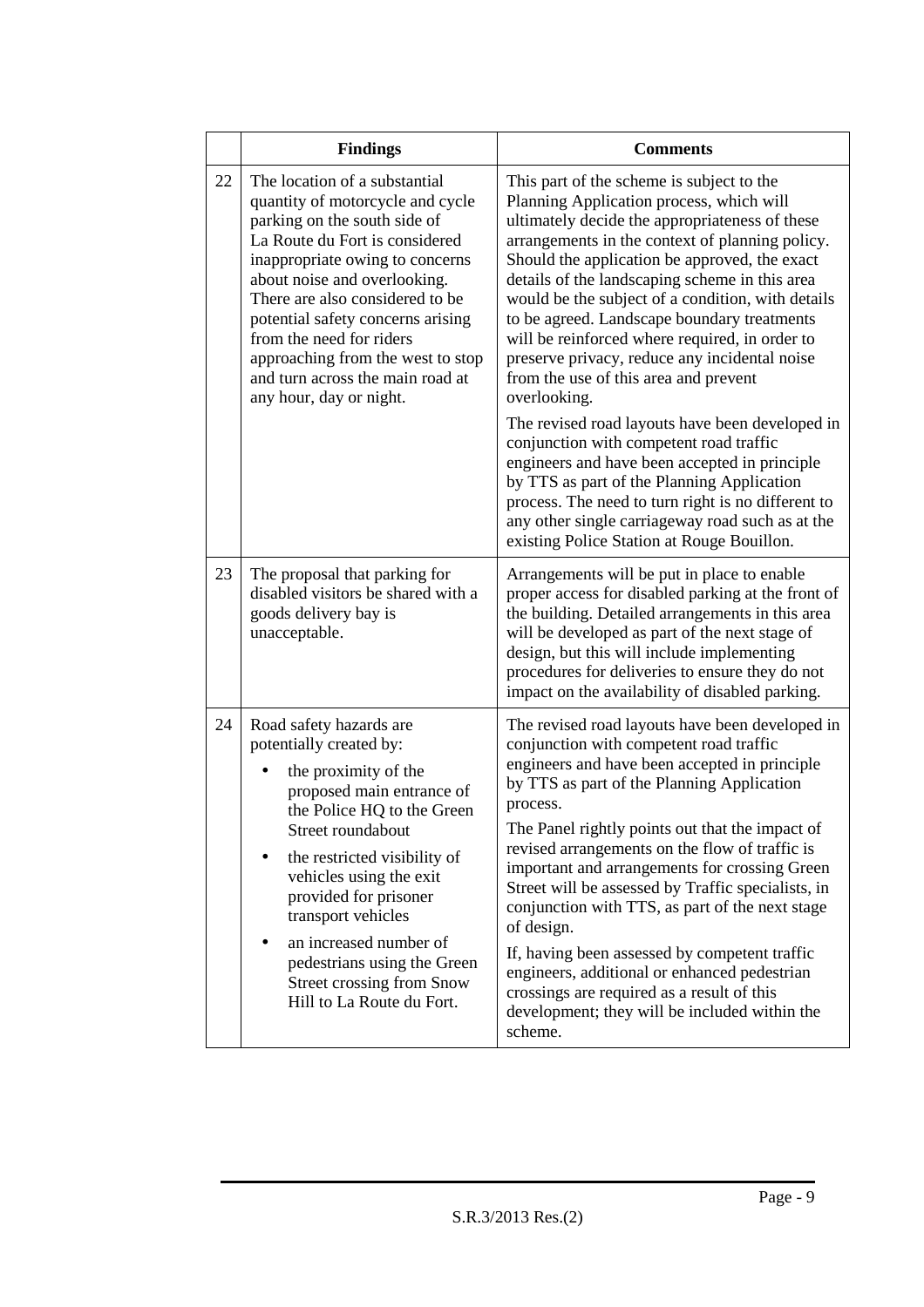|  | Findings | Comments |
|---|---|---|
| 22 | The location of a substantial quantity of motorcycle and cycle parking on the south side of La Route du Fort is considered inappropriate owing to concerns about noise and overlooking. There are also considered to be potential safety concerns arising from the need for riders approaching from the west to stop and turn across the main road at any hour, day or night. | This part of the scheme is subject to the Planning Application process, which will ultimately decide the appropriateness of these arrangements in the context of planning policy. Should the application be approved, the exact details of the landscaping scheme in this area would be the subject of a condition, with details to be agreed. Landscape boundary treatments will be reinforced where required, in order to preserve privacy, reduce any incidental noise from the use of this area and prevent overlooking.<br><br>The revised road layouts have been developed in conjunction with competent road traffic engineers and have been accepted in principle by TTS as part of the Planning Application process. The need to turn right is no different to any other single carriageway road such as at the existing Police Station at Rouge Bouillon. |
| 23 | The proposal that parking for disabled visitors be shared with a goods delivery bay is unacceptable. | Arrangements will be put in place to enable proper access for disabled parking at the front of the building. Detailed arrangements in this area will be developed as part of the next stage of design, but this will include implementing procedures for deliveries to ensure they do not impact on the availability of disabled parking. |
| 24 | Road safety hazards are potentially created by:<br>• the proximity of the proposed main entrance of the Police HQ to the Green Street roundabout<br>• the restricted visibility of vehicles using the exit provided for prisoner transport vehicles<br>• an increased number of pedestrians using the Green Street crossing from Snow Hill to La Route du Fort. | The revised road layouts have been developed in conjunction with competent road traffic engineers and have been accepted in principle by TTS as part of the Planning Application process.<br><br>The Panel rightly points out that the impact of revised arrangements on the flow of traffic is important and arrangements for crossing Green Street will be assessed by Traffic specialists, in conjunction with TTS, as part of the next stage of design.<br><br>If, having been assessed by competent traffic engineers, additional or enhanced pedestrian crossings are required as a result of this development; they will be included within the scheme. |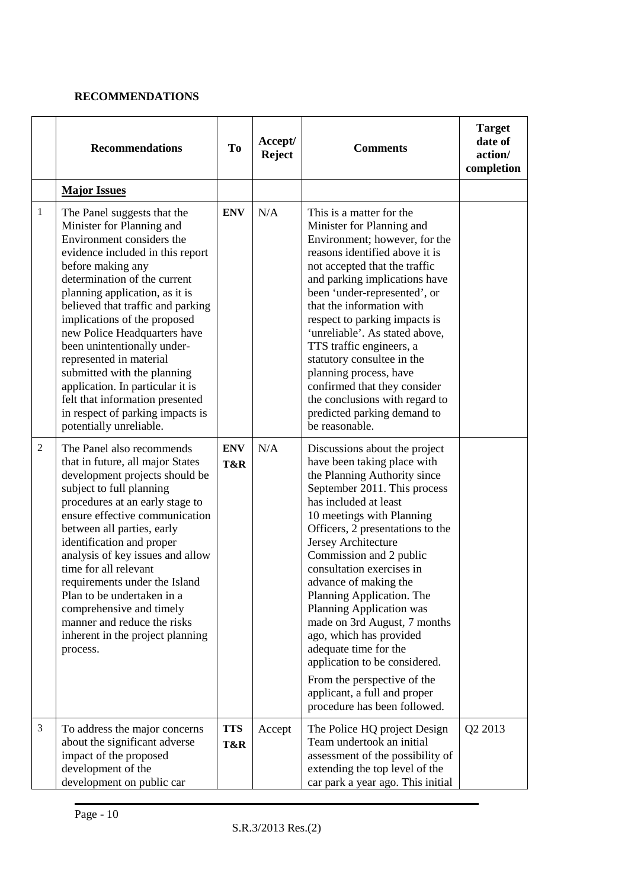**RECOMMENDATIONS**

| | Recommendations | To | Accept/ Reject | Comments | Target date of action/ completion |
|---|---|---|---|---|---|
| | **Major Issues** | | | | |
| 1 | The Panel suggests that the Minister for Planning and Environment considers the evidence included in this report before making any determination of the current planning application, as it is believed that traffic and parking implications of the proposed new Police Headquarters have been unintentionally under-represented in material submitted with the planning application. In particular it is felt that information presented in respect of parking impacts is potentially unreliable. | **ENV** | N/A | This is a matter for the Minister for Planning and Environment; however, for the reasons identified above it is not accepted that the traffic and parking implications have been 'under-represented', or that the information with respect to parking impacts is 'unreliable'. As stated above, TTS traffic engineers, a statutory consultee in the planning process, have confirmed that they consider the conclusions with regard to predicted parking demand to be reasonable. | |
| 2 | The Panel also recommends that in future, all major States development projects should be subject to full planning procedures at an early stage to ensure effective communication between all parties, early identification and proper analysis of key issues and allow time for all relevant requirements under the Island Plan to be undertaken in a comprehensive and timely manner and reduce the risks inherent in the project planning process. | **ENV T&R** | N/A | Discussions about the project have been taking place with the Planning Authority since September 2011. This process has included at least 10 meetings with Planning Officers, 2 presentations to the Jersey Architecture Commission and 2 public consultation exercises in advance of making the Planning Application. The Planning Application was made on 3rd August, 7 months ago, which has provided adequate time for the application to be considered.<br><br>From the perspective of the applicant, a full and proper procedure has been followed. | |
| 3 | To address the major concerns about the significant adverse impact of the proposed development of the development on public car | **TTS T&R** | Accept | The Police HQ project Design Team undertook an initial assessment of the possibility of extending the top level of the car park a year ago. This initial | Q2 2013 |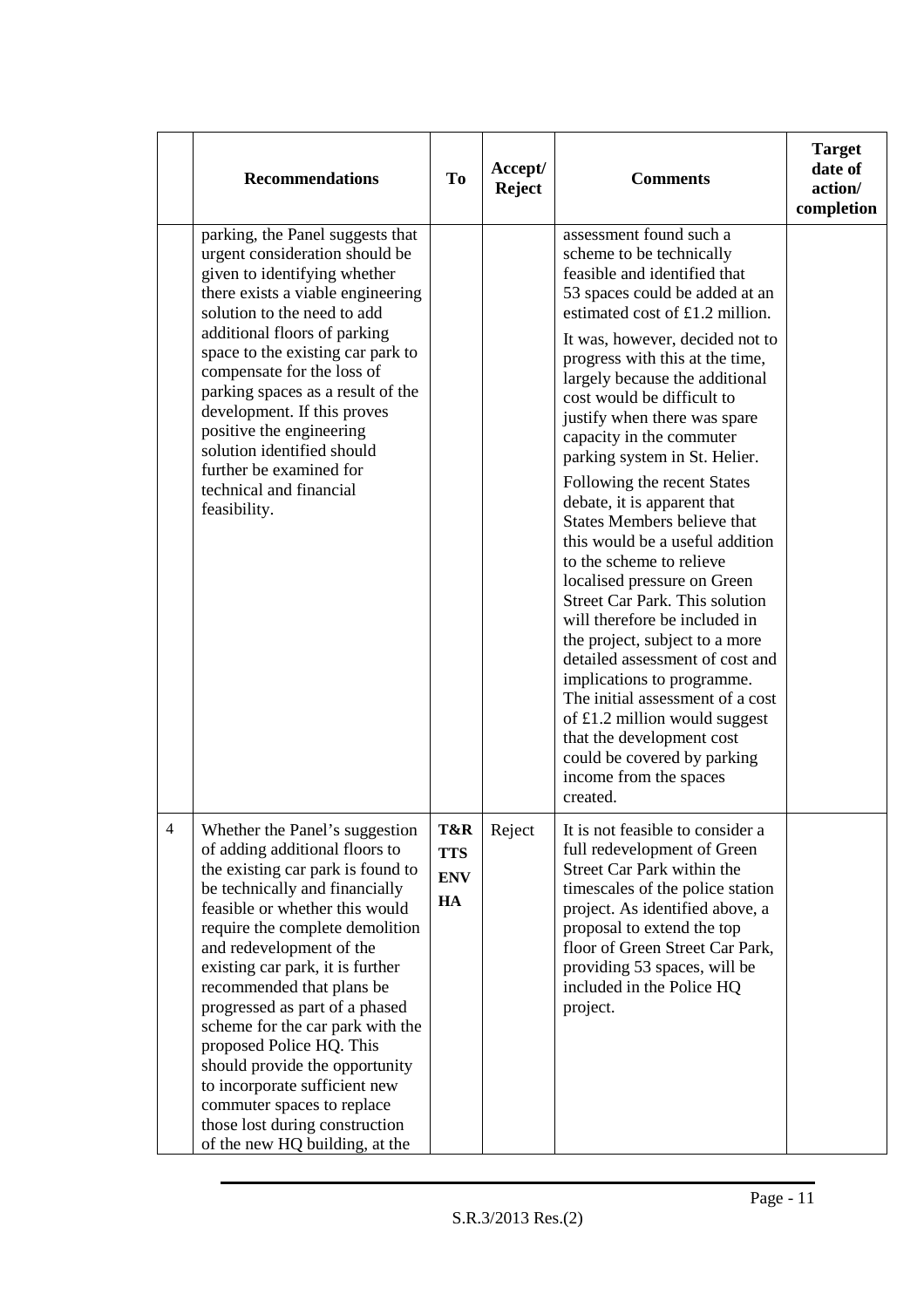| | Recommendations | To | Accept/ Reject | Comments | Target date of action/ completion |
|---|---|---|---|---|---|
| | parking, the Panel suggests that urgent consideration should be given to identifying whether there exists a viable engineering solution to the need to add additional floors of parking space to the existing car park to compensate for the loss of parking spaces as a result of the development. If this proves positive the engineering solution identified should further be examined for technical and financial feasibility. | | | assessment found such a scheme to be technically feasible and identified that 53 spaces could be added at an estimated cost of £1.2 million.<br><br>It was, however, decided not to progress with this at the time, largely because the additional cost would be difficult to justify when there was spare capacity in the commuter parking system in St. Helier.<br><br>Following the recent States debate, it is apparent that States Members believe that this would be a useful addition to the scheme to relieve localised pressure on Green Street Car Park. This solution will therefore be included in the project, subject to a more detailed assessment of cost and implications to programme. The initial assessment of a cost of £1.2 million would suggest that the development cost could be covered by parking income from the spaces created. | |
| 4 | Whether the Panel's suggestion of adding additional floors to the existing car park is found to be technically and financially feasible or whether this would require the complete demolition and redevelopment of the existing car park, it is further recommended that plans be progressed as part of a phased scheme for the car park with the proposed Police HQ. This should provide the opportunity to incorporate sufficient new commuter spaces to replace those lost during construction of the new HQ building, at the | **T&R**<br>**TTS**<br>**ENV**<br>**HA** | Reject | It is not feasible to consider a full redevelopment of Green Street Car Park within the timescales of the police station project. As identified above, a proposal to extend the top floor of Green Street Car Park, providing 53 spaces, will be included in the Police HQ project. | |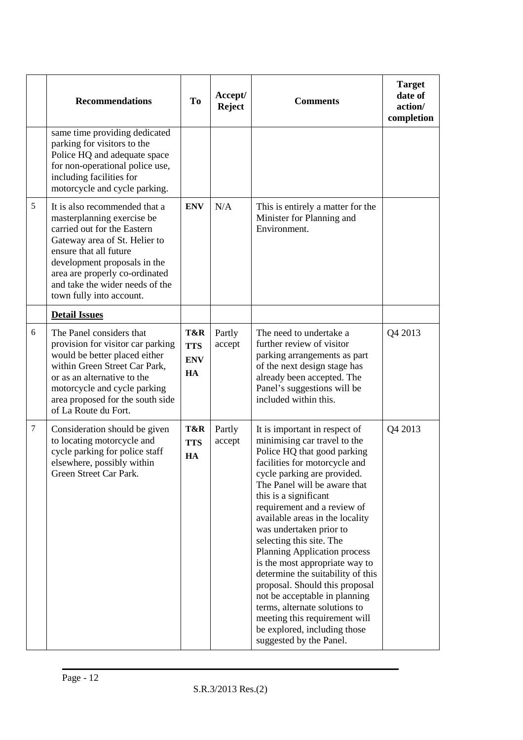|  | Recommendations | To | Accept/ Reject | Comments | Target date of action/ completion |
|---|---|---|---|---|---|
|  | same time providing dedicated parking for visitors to the Police HQ and adequate space for non-operational police use, including facilities for motorcycle and cycle parking. |  |  |  |  |
| 5 | It is also recommended that a masterplanning exercise be carried out for the Eastern Gateway area of St. Helier to ensure that all future development proposals in the area are properly co-ordinated and take the wider needs of the town fully into account. | **ENV** | N/A | This is entirely a matter for the Minister for Planning and Environment. |  |
|  | **<u>Detail Issues</u>** |  |  |  |  |
| 6 | The Panel considers that provision for visitor car parking would be better placed either within Green Street Car Park, or as an alternative to the motorcycle and cycle parking area proposed for the south side of La Route du Fort. | **T&R TTS ENV HA** | Partly accept | The need to undertake a further review of visitor parking arrangements as part of the next design stage has already been accepted. The Panel's suggestions will be included within this. | Q4 2013 |
| 7 | Consideration should be given to locating motorcycle and cycle parking for police staff elsewhere, possibly within Green Street Car Park. | **T&R TTS HA** | Partly accept | It is important in respect of minimising car travel to the Police HQ that good parking facilities for motorcycle and cycle parking are provided. The Panel will be aware that this is a significant requirement and a review of available areas in the locality was undertaken prior to selecting this site. The Planning Application process is the most appropriate way to determine the suitability of this proposal. Should this proposal not be acceptable in planning terms, alternate solutions to meeting this requirement will be explored, including those suggested by the Panel. | Q4 2013 |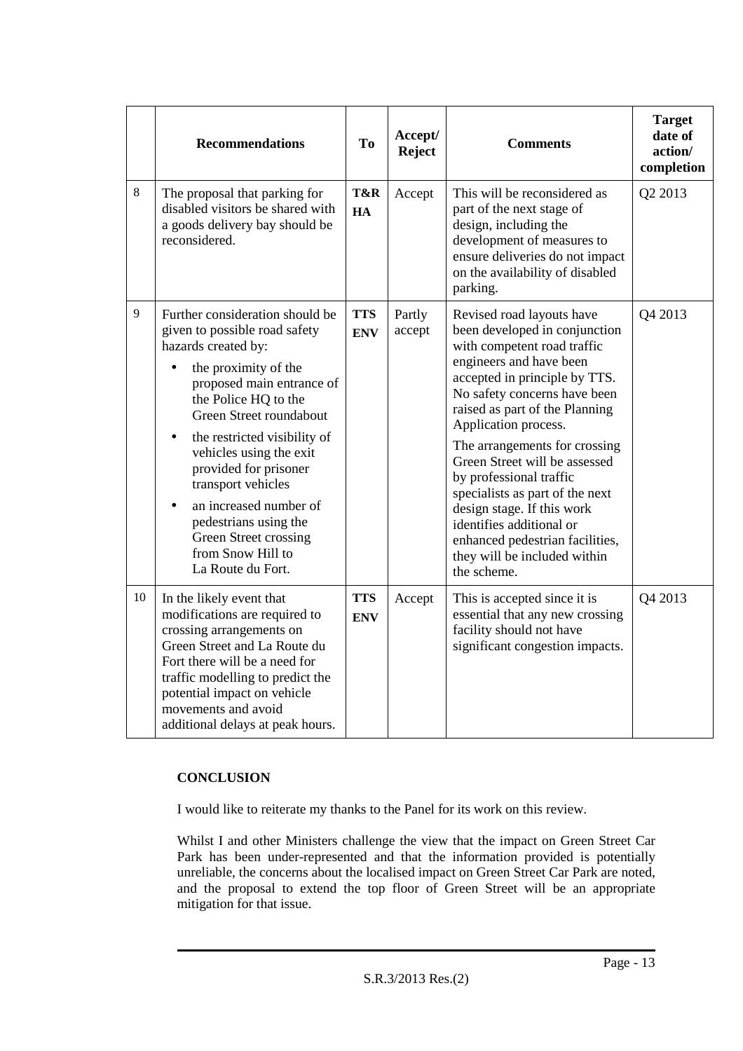| | Recommendations | To | Accept/ Reject | Comments | Target date of action/ completion |
|---|---|---|---|---|---|
| 8 | The proposal that parking for disabled visitors be shared with a goods delivery bay should be reconsidered. | **T&R HA** | Accept | This will be reconsidered as part of the next stage of design, including the development of measures to ensure deliveries do not impact on the availability of disabled parking. | Q2 2013 |
| 9 | Further consideration should be given to possible road safety hazards created by:<br>• the proximity of the proposed main entrance of the Police HQ to the Green Street roundabout<br>• the restricted visibility of vehicles using the exit provided for prisoner transport vehicles<br>• an increased number of pedestrians using the Green Street crossing from Snow Hill to La Route du Fort. | **TTS ENV** | Partly accept | Revised road layouts have been developed in conjunction with competent road traffic engineers and have been accepted in principle by TTS. No safety concerns have been raised as part of the Planning Application process.<br><br>The arrangements for crossing Green Street will be assessed by professional traffic specialists as part of the next design stage. If this work identifies additional or enhanced pedestrian facilities, they will be included within the scheme. | Q4 2013 |
| 10 | In the likely event that modifications are required to crossing arrangements on Green Street and La Route du Fort there will be a need for traffic modelling to predict the potential impact on vehicle movements and avoid additional delays at peak hours. | **TTS ENV** | Accept | This is accepted since it is essential that any new crossing facility should not have significant congestion impacts. | Q4 2013 |

**CONCLUSION**

I would like to reiterate my thanks to the Panel for its work on this review.

Whilst I and other Ministers challenge the view that the impact on Green Street Car Park has been under-represented and that the information provided is potentially unreliable, the concerns about the localised impact on Green Street Car Park are noted, and the proposal to extend the top floor of Green Street will be an appropriate mitigation for that issue.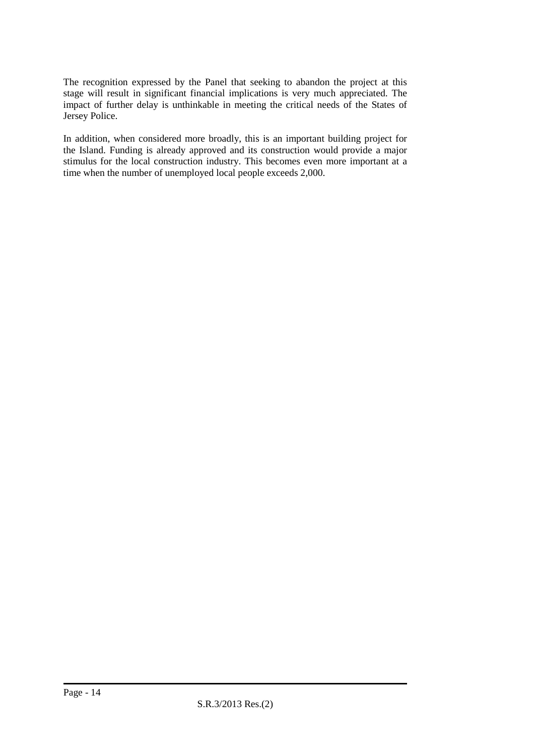The recognition expressed by the Panel that seeking to abandon the project at this stage will result in significant financial implications is very much appreciated. The impact of further delay is unthinkable in meeting the critical needs of the States of Jersey Police.

In addition, when considered more broadly, this is an important building project for the Island. Funding is already approved and its construction would provide a major stimulus for the local construction industry. This becomes even more important at a time when the number of unemployed local people exceeds 2,000.